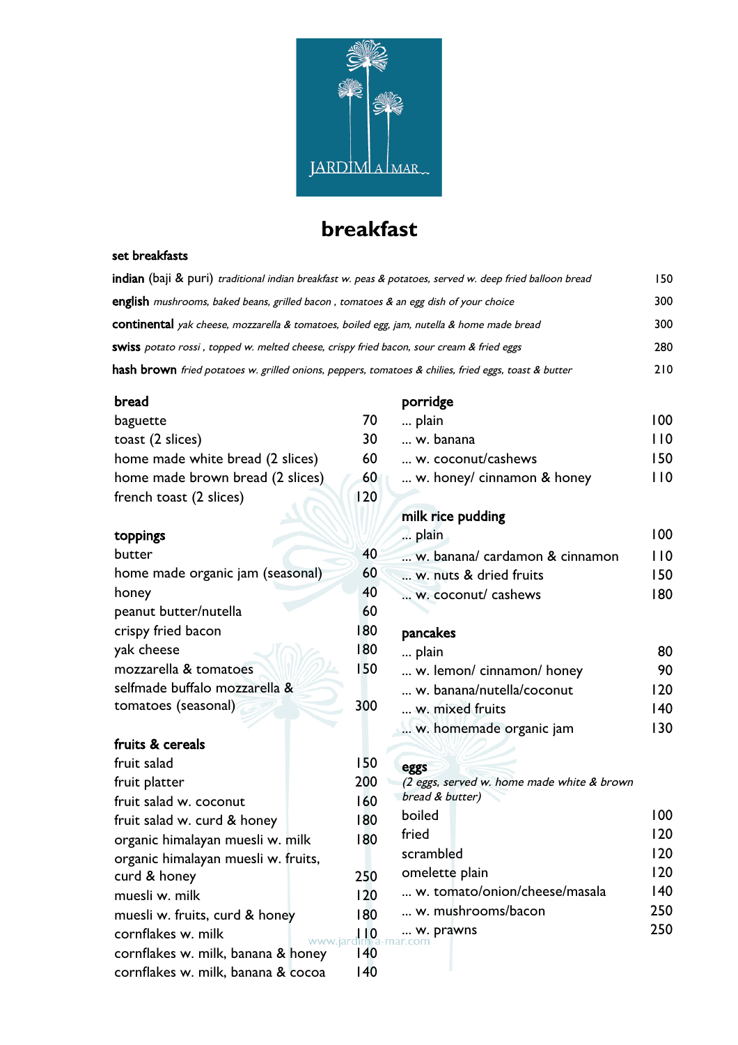JARDIM A MAR

# breakfast

## set breakfasts

| | |
|---|---|
| **indian** (baji & puri) *traditional indian breakfast w. peas & potatoes, served w. deep fried balloon bread* | 150 |
| **english** *mushrooms, baked beans, grilled bacon , tomatoes & an egg dish of your choice* | 300 |
| **continental** *yak cheese, mozzarella & tomatoes, boiled egg, jam, nutella & home made bread* | 300 |
| **swiss** *potato rossi , topped w. melted cheese, crispy fried bacon, sour cream & fried eggs* | 280 |
| **hash brown** *fried potatoes w. grilled onions, peppers, tomatoes & chilies, fried eggs, toast & butter* | 210 |

## bread

| | |
|---|---|
| baguette | 70 |
| toast (2 slices) | 30 |
| home made white bread (2 slices) | 60 |
| home made brown bread (2 slices) | 60 |
| french toast (2 slices) | 120 |

## toppings

| | |
|---|---|
| butter | 40 |
| home made organic jam (seasonal) | 60 |
| honey | 40 |
| peanut butter/nutella | 60 |
| crispy fried bacon | 180 |
| yak cheese | 180 |
| mozzarella & tomatoes | 150 |
| selfmade buffalo mozzarella & tomatoes (seasonal) | 300 |

## fruits & cereals

| | |
|---|---|
| fruit salad | 150 |
| fruit platter | 200 |
| fruit salad w. coconut | 160 |
| fruit salad w. curd & honey | 180 |
| organic himalayan muesli w. milk | 180 |
| organic himalayan muesli w. fruits, curd & honey | 250 |
| muesli w. milk | 120 |
| muesli w. fruits, curd & honey | 180 |
| cornflakes w. milk | 110 |
| cornflakes w. milk, banana & honey | 140 |
| cornflakes w. milk, banana & cocoa | 140 |

## porridge

| | |
|---|---|
| ... plain | 100 |
| ... w. banana | 110 |
| ... w. coconut/cashews | 150 |
| ... w. honey/ cinnamon & honey | 110 |

## milk rice pudding

| | |
|---|---|
| ... plain | 100 |
| ... w. banana/ cardamon & cinnamon | 110 |
| ... w. nuts & dried fruits | 150 |
| ... w. coconut/ cashews | 180 |

## pancakes

| | |
|---|---|
| ... plain | 80 |
| ... w. lemon/ cinnamon/ honey | 90 |
| ... w. banana/nutella/coconut | 120 |
| ... w. mixed fruits | 140 |
| ... w. homemade organic jam | 130 |

## eggs

*(2 eggs, served w. home made white & brown bread & butter)*

| | |
|---|---|
| boiled | 100 |
| fried | 120 |
| scrambled | 120 |
| omelette plain | 120 |
| ... w. tomato/onion/cheese/masala | 140 |
| ... w. mushrooms/bacon | 250 |
| ... w. prawns | 250 |

www.jardim-a-mar.com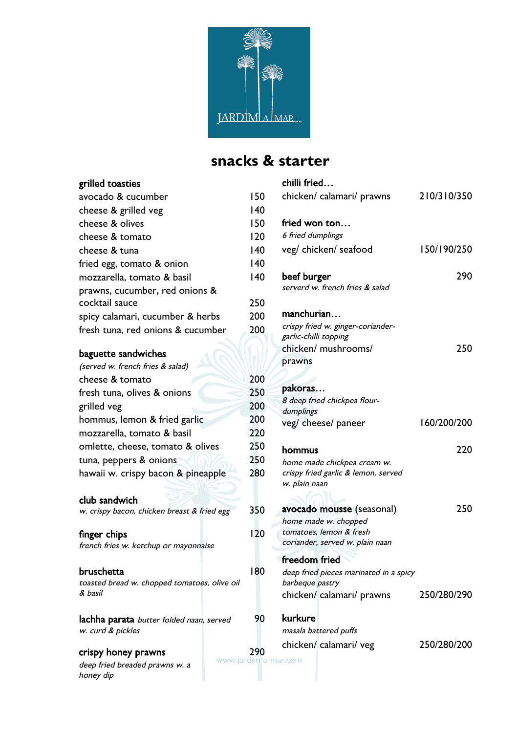JARDIM A MAR

# snacks & starter

## grilled toasties

| | |
|---|---|
| avocado & cucumber | 150 |
| cheese & grilled veg | 140 |
| cheese & olives | 150 |
| cheese & tomato | 120 |
| cheese & tuna | 140 |
| fried egg, tomato & onion | 140 |
| mozzarella, tomato & basil | 140 |
| prawns, cucumber, red onions & cocktail sauce | 250 |
| spicy calamari, cucumber & herbs | 200 |
| fresh tuna, red onions & cucumber | 200 |

## baguette sandwiches

*(served w. french fries & salad)*

| | |
|---|---|
| cheese & tomato | 200 |
| fresh tuna, olives & onions | 250 |
| grilled veg | 200 |
| hommus, lemon & fried garlic | 200 |
| mozzarella, tomato & basil | 220 |
| omlette, cheese, tomato & olives | 250 |
| tuna, peppers & onions | 250 |
| hawaii w. crispy bacon & pineapple | 280 |

**club sandwich** — 350
*w. crispy bacon, chicken breast & fried egg*

**finger chips** — 120
*french fries w. ketchup or mayonnaise*

**bruschetta** — 180
*toasted bread w. chopped tomatoes, olive oil & basil*

**lachha parata** *butter folded naan, served w. curd & pickles* — 90

**crispy honey prawns** — 290
*deep fried breaded prawns w. a honey dip*

**chilli fried…**
chicken/ calamari/ prawns — 210/310/350

**fried won ton…**
*6 fried dumplings*
veg/ chicken/ seafood — 150/190/250

**beef burger** — 290
*serverd w. french fries & salad*

**manchurian…**
*crispy fried w. ginger-coriander-garlic-chilli topping*
chicken/ mushrooms/ prawns — 250

**pakoras…**
*8 deep fried chickpea flour-dumplings*
veg/ cheese/ paneer — 160/200/200

**hommus** — 220
*home made chickpea cream w. crispy fried garlic & lemon, served w. plain naan*

**avocado mousse** (seasonal) — 250
*home made w. chopped tomatoes, lemon & fresh coriander, served w. plain naan*

**freedom fried**
*deep fried pieces marinated in a spicy barbeque pastry*
chicken/ calamari/ prawns — 250/280/290

**kurkure**
*masala battered puffs*
chicken/ calamari/ veg — 250/280/200

www.jardim-a-mar.com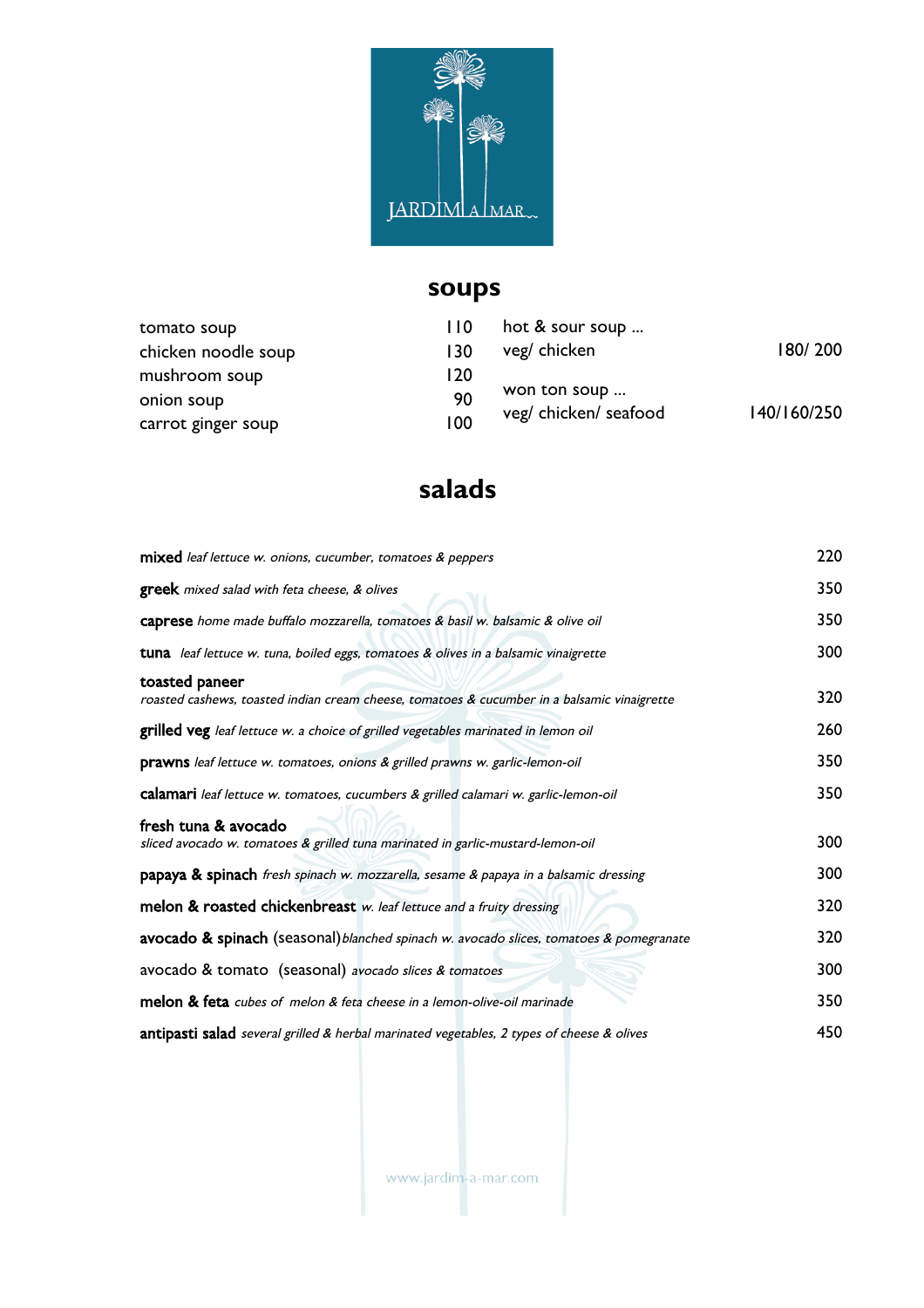JARDIM A MAR

## soups

| | |
|---|---|
| tomato soup | 110 |
| chicken noodle soup | 130 |
| mushroom soup | 120 |
| onion soup | 90 |
| carrot ginger soup | 100 |

| | |
|---|---|
| hot & sour soup … veg/ chicken | 180/ 200 |
| won ton soup … veg/ chicken/ seafood | 140/160/250 |

## salads

| | |
|---|---|
| **mixed** *leaf lettuce w. onions, cucumber, tomatoes & peppers* | 220 |
| **greek** *mixed salad with feta cheese, & olives* | 350 |
| **caprese** *home made buffalo mozzarella, tomatoes & basil w. balsamic & olive oil* | 350 |
| **tuna** *leaf lettuce w. tuna, boiled eggs, tomatoes & olives in a balsamic vinaigrette* | 300 |
| **toasted paneer** *roasted cashews, toasted indian cream cheese, tomatoes & cucumber in a balsamic vinaigrette* | 320 |
| **grilled veg** *leaf lettuce w. a choice of grilled vegetables marinated in lemon oil* | 260 |
| **prawns** *leaf lettuce w. tomatoes, onions & grilled prawns w. garlic-lemon-oil* | 350 |
| **calamari** *leaf lettuce w. tomatoes, cucumbers & grilled calamari w. garlic-lemon-oil* | 350 |
| **fresh tuna & avocado** *sliced avocado w. tomatoes & grilled tuna marinated in garlic-mustard-lemon-oil* | 300 |
| **papaya & spinach** *fresh spinach w. mozzarella, sesame & papaya in a balsamic dressing* | 300 |
| **melon & roasted chickenbreast** *w. leaf lettuce and a fruity dressing* | 320 |
| **avocado & spinach** (seasonal) *blanched spinach w. avocado slices, tomatoes & pomegranate* | 320 |
| avocado & tomato (seasonal) *avocado slices & tomatoes* | 300 |
| **melon & feta** *cubes of melon & feta cheese in a lemon-olive-oil marinade* | 350 |
| **antipasti salad** *several grilled & herbal marinated vegetables, 2 types of cheese & olives* | 450 |

www.jardim-a-mar.com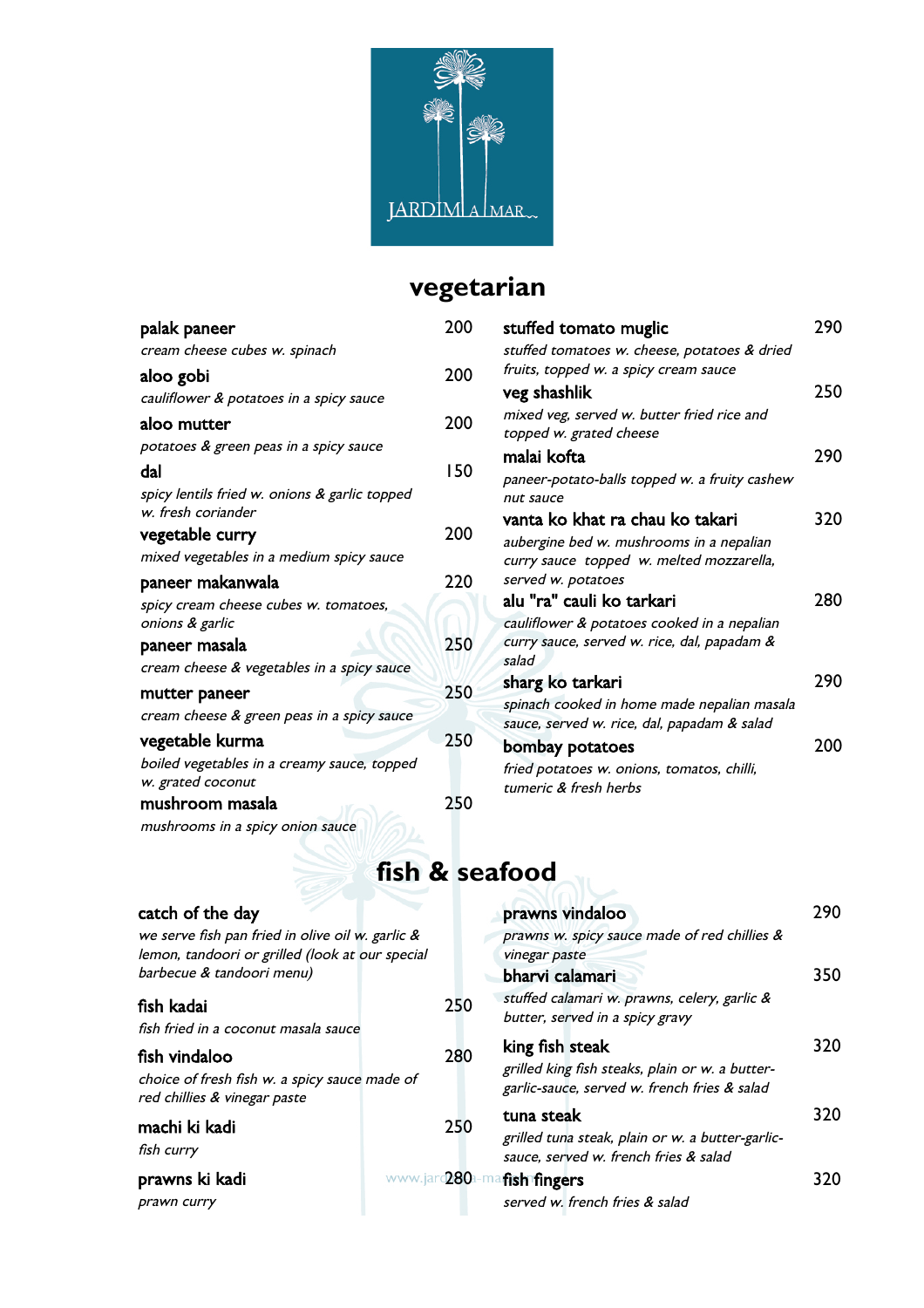JARDIM A MAR

## vegetarian

**palak paneer** 200
*cream cheese cubes w. spinach*

**aloo gobi** 200
*cauliflower & potatoes in a spicy sauce*

**aloo mutter** 200
*potatoes & green peas in a spicy sauce*

**dal** 150
*spicy lentils fried w. onions & garlic topped w. fresh coriander*

**vegetable curry** 200
*mixed vegetables in a medium spicy sauce*

**paneer makanwala** 220
*spicy cream cheese cubes w. tomatoes, onions & garlic*

**paneer masala** 250
*cream cheese & vegetables in a spicy sauce*

**mutter paneer** 250
*cream cheese & green peas in a spicy sauce*

**vegetable kurma** 250
*boiled vegetables in a creamy sauce, topped w. grated coconut*

**mushroom masala** 250
*mushrooms in a spicy onion sauce*

**stuffed tomato muglic** 290
*stuffed tomatoes w. cheese, potatoes & dried fruits, topped w. a spicy cream sauce*

**veg shashlik** 250
*mixed veg, served w. butter fried rice and topped w. grated cheese*

**malai kofta** 290
*paneer-potato-balls topped w. a fruity cashew nut sauce*

**vanta ko khat ra chau ko takari** 320
*aubergine bed w. mushrooms in a nepalian curry sauce topped w. melted mozzarella, served w. potatoes*

**alu "ra" cauli ko tarkari** 280
*cauliflower & potatoes cooked in a nepalian curry sauce, served w. rice, dal, papadam & salad*

**sharg ko tarkari** 290
*spinach cooked in home made nepalian masala sauce, served w. rice, dal, papadam & salad*

**bombay potatoes** 200
*fried potatoes w. onions, tomatos, chilli, tumeric & fresh herbs*

## fish & seafood

**catch of the day**
*we serve fish pan fried in olive oil w. garlic & lemon, tandoori or grilled (look at our special barbecue & tandoori menu)*

**fish kadai** 250
*fish fried in a coconut masala sauce*

**fish vindaloo** 280
*choice of fresh fish w. a spicy sauce made of red chillies & vinegar paste*

**machi ki kadi** 250
*fish curry*

**prawns ki kadi** 280
*prawn curry*

**prawns vindaloo** 290
*prawns w. spicy sauce made of red chillies & vinegar paste*

**bharvi calamari** 350
*stuffed calamari w. prawns, celery, garlic & butter, served in a spicy gravy*

**king fish steak** 320
*grilled king fish steaks, plain or w. a butter-garlic-sauce, served w. french fries & salad*

**tuna steak** 320
*grilled tuna steak, plain or w. a butter-garlic-sauce, served w. french fries & salad*

**fish fingers** 320
*served w. french fries & salad*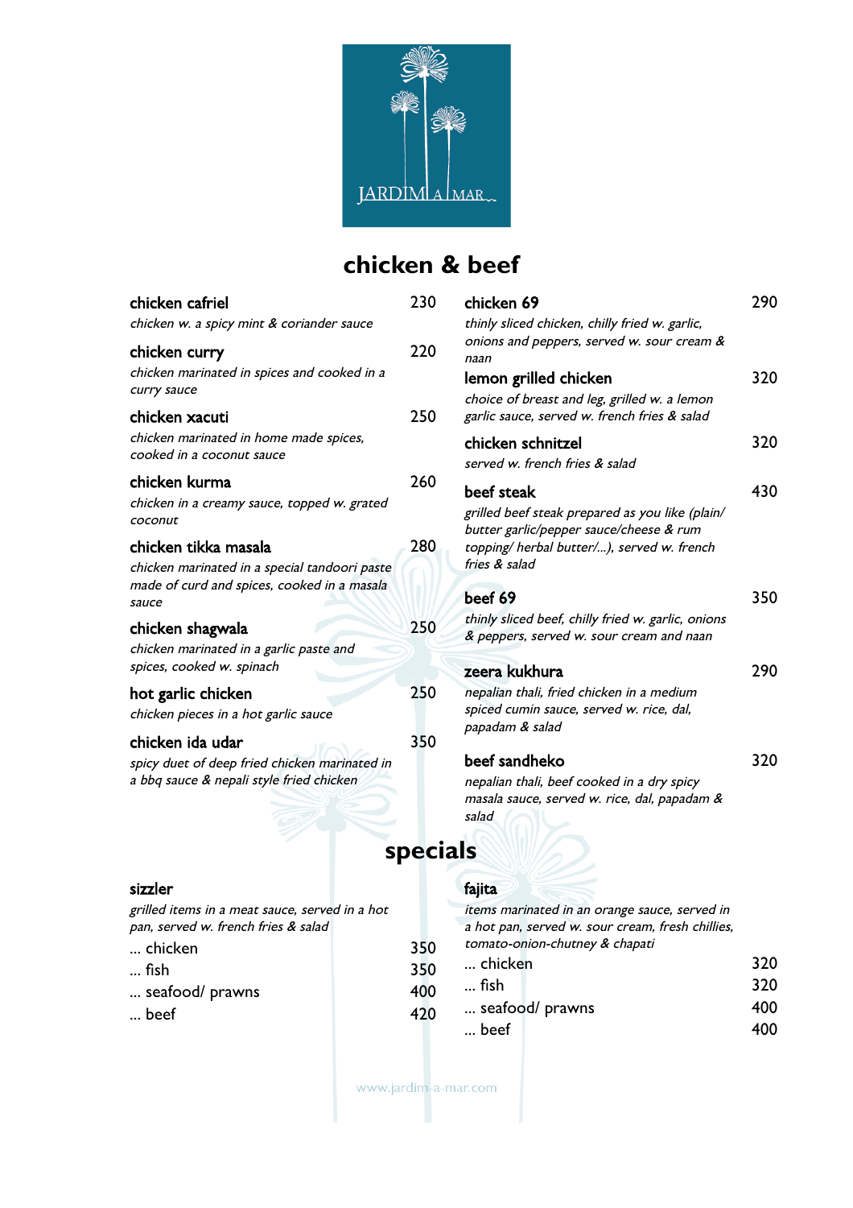JARDIM A MAR

# chicken & beef

**chicken cafriel** 230
*chicken w. a spicy mint & coriander sauce*

**chicken curry** 220
*chicken marinated in spices and cooked in a curry sauce*

**chicken xacuti** 250
*chicken marinated in home made spices, cooked in a coconut sauce*

**chicken kurma** 260
*chicken in a creamy sauce, topped w. grated coconut*

**chicken tikka masala** 280
*chicken marinated in a special tandoori paste made of curd and spices, cooked in a masala sauce*

**chicken shagwala** 250
*chicken marinated in a garlic paste and spices, cooked w. spinach*

**hot garlic chicken** 250
*chicken pieces in a hot garlic sauce*

**chicken ida udar** 350
*spicy duet of deep fried chicken marinated in a bbq sauce & nepali style fried chicken*

**chicken 69** 290
*thinly sliced chicken, chilly fried w. garlic, onions and peppers, served w. sour cream & naan*

**lemon grilled chicken** 320
*choice of breast and leg, grilled w. a lemon garlic sauce, served w. french fries & salad*

**chicken schnitzel** 320
*served w. french fries & salad*

**beef steak** 430
*grilled beef steak prepared as you like (plain/ butter garlic/pepper sauce/cheese & rum topping/ herbal butter/...), served w. french fries & salad*

**beef 69** 350
*thinly sliced beef, chilly fried w. garlic, onions & peppers, served w. sour cream and naan*

**zeera kukhura** 290
*nepalian thali, fried chicken in a medium spiced cumin sauce, served w. rice, dal, papadam & salad*

**beef sandheko** 320
*nepalian thali, beef cooked in a dry spicy masala sauce, served w. rice, dal, papadam & salad*

# specials

**sizzler**
*grilled items in a meat sauce, served in a hot pan, served w. french fries & salad*

... chicken 350
... fish 350
... seafood/ prawns 400
... beef 420

**fajita**
*items marinated in an orange sauce, served in a hot pan, served w. sour cream, fresh chillies, tomato-onion-chutney & chapati*

... chicken 320
... fish 320
... seafood/ prawns 400
... beef 400

www.jardim-a-mar.com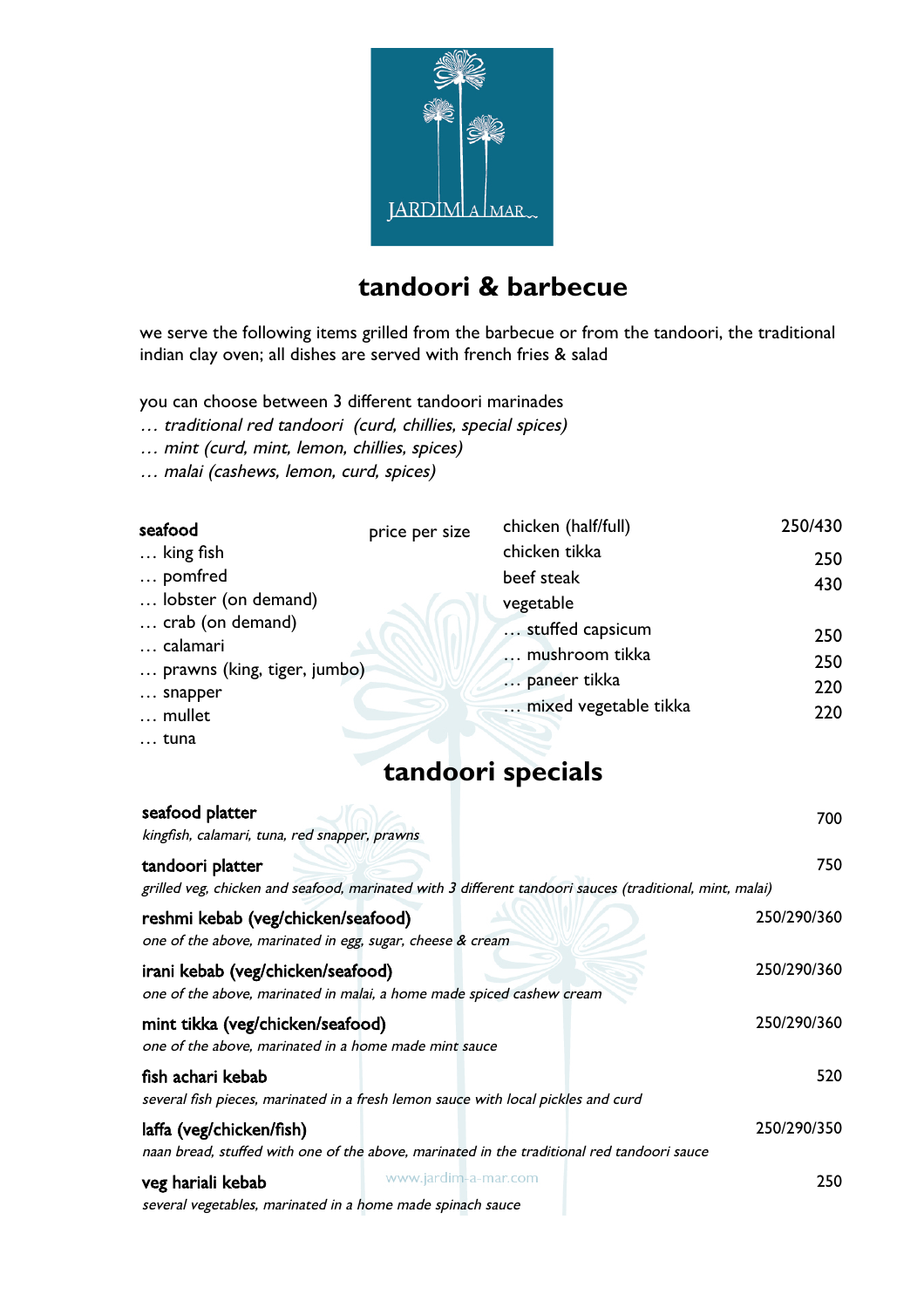JARDIM A MAR

# tandoori & barbecue

we serve the following items grilled from the barbecue or from the tandoori, the traditional indian clay oven; all dishes are served with french fries & salad

you can choose between 3 different tandoori marinades
*… traditional red tandoori (curd, chillies, special spices)*
*… mint (curd, mint, lemon, chillies, spices)*
*… malai (cashews, lemon, curd, spices)*

| seafood | price per size |
|---|---|
| … king fish | |
| … pomfred | |
| … lobster (on demand) | |
| … crab (on demand) | |
| … calamari | |
| … prawns (king, tiger, jumbo) | |
| … snapper | |
| … mullet | |
| … tuna | |

| | |
|---|---|
| chicken (half/full) | 250/430 |
| chicken tikka | 250 |
| beef steak | 430 |
| vegetable | |
| … stuffed capsicum | 250 |
| … mushroom tikka | 250 |
| … paneer tikka | 220 |
| … mixed vegetable tikka | 220 |

# tandoori specials

**seafood platter** — 700
*kingfish, calamari, tuna, red snapper, prawns*

**tandoori platter** — 750
*grilled veg, chicken and seafood, marinated with 3 different tandoori sauces (traditional, mint, malai)*

**reshmi kebab (veg/chicken/seafood)** — 250/290/360
*one of the above, marinated in egg, sugar, cheese & cream*

**irani kebab (veg/chicken/seafood)** — 250/290/360
*one of the above, marinated in malai, a home made spiced cashew cream*

**mint tikka (veg/chicken/seafood)** — 250/290/360
*one of the above, marinated in a home made mint sauce*

**fish achari kebab** — 520
*several fish pieces, marinated in a fresh lemon sauce with local pickles and curd*

**laffa (veg/chicken/fish)** — 250/290/350
*naan bread, stuffed with one of the above, marinated in the traditional red tandoori sauce*

**veg hariali kebab** — 250
*several vegetables, marinated in a home made spinach sauce*

www.jardim-a-mar.com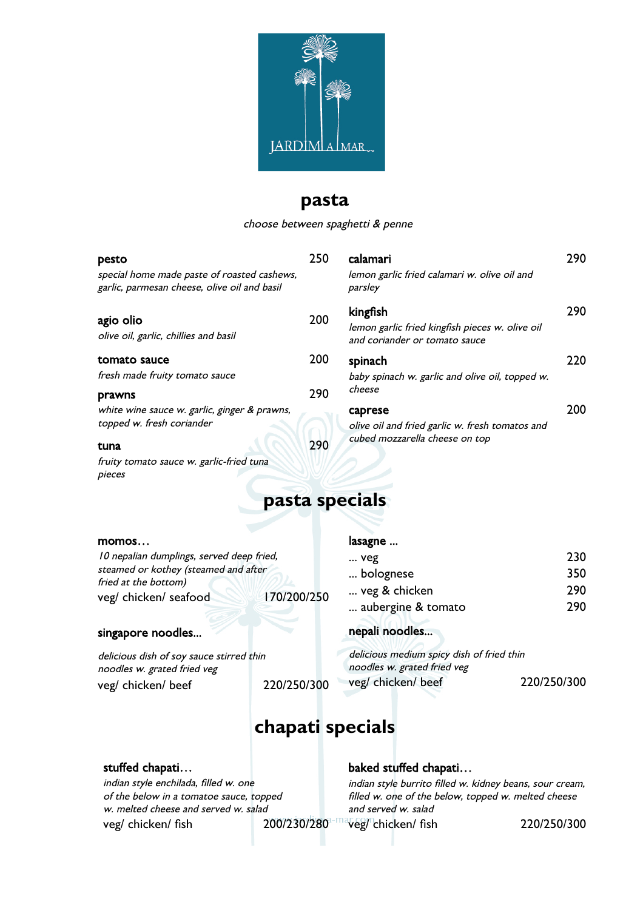JARDIM A MAR

# pasta

*choose between spaghetti & penne*

**pesto** 250
*special home made paste of roasted cashews, garlic, parmesan cheese, olive oil and basil*

**agio olio** 200
*olive oil, garlic, chillies and basil*

**tomato sauce** 200
*fresh made fruity tomato sauce*

**prawns** 290
*white wine sauce w. garlic, ginger & prawns, topped w. fresh coriander*

**tuna** 290
*fruity tomato sauce w. garlic-fried tuna pieces*

**calamari** 290
*lemon garlic fried calamari w. olive oil and parsley*

**kingfish** 290
*lemon garlic fried kingfish pieces w. olive oil and coriander or tomato sauce*

**spinach** 220
*baby spinach w. garlic and olive oil, topped w. cheese*

**caprese** 200
*olive oil and fried garlic w. fresh tomatos and cubed mozzarella cheese on top*

# pasta specials

**momos…**
*10 nepalian dumplings, served deep fried, steamed or kothey (steamed and after fried at the bottom)*
veg/ chicken/ seafood 170/200/250

**singapore noodles…**
*delicious dish of soy sauce stirred thin noodles w. grated fried veg*
veg/ chicken/ beef 220/250/300

**lasagne …**

| | |
|---|---|
| … veg | 230 |
| … bolognese | 350 |
| … veg & chicken | 290 |
| … aubergine & tomato | 290 |

**nepali noodles…**
*delicious medium spicy dish of fried thin noodles w. grated fried veg*
veg/ chicken/ beef 220/250/300

# chapati specials

**stuffed chapati…**
*indian style enchilada, filled w. one of the below in a tomatoe sauce, topped w. melted cheese and served w. salad*
veg/ chicken/ fish 200/230/280

**baked stuffed chapati…**
*indian style burrito filled w. kidney beans, sour cream, filled w. one of the below, topped w. melted cheese and served w. salad*
veg/ chicken/ fish 220/250/300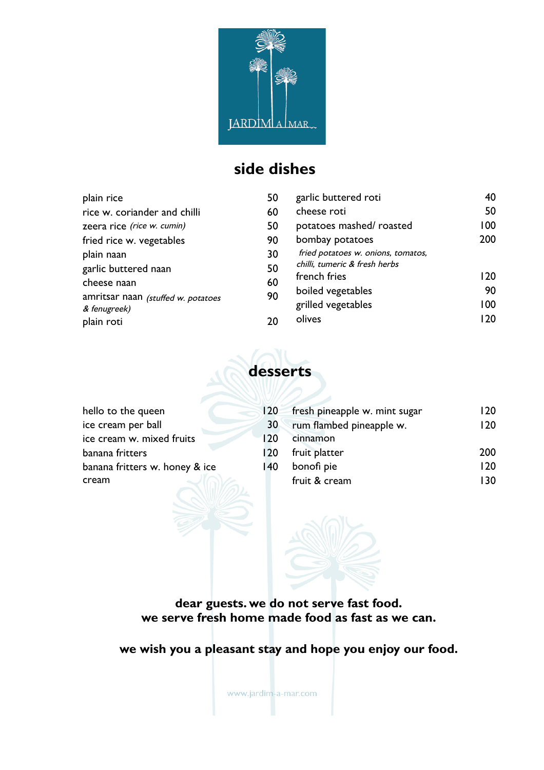# side dishes

| Item | Price |
|---|---|
| plain rice | 50 |
| rice w. coriander and chilli | 60 |
| zeera rice *(rice w. cumin)* | 50 |
| fried rice w. vegetables | 90 |
| plain naan | 30 |
| garlic buttered naan | 50 |
| cheese naan | 60 |
| amritsar naan *(stuffed w. potatoes & fenugreek)* | 90 |
| plain roti | 20 |
| garlic buttered roti | 40 |
| cheese roti | 50 |
| potatoes mashed/ roasted | 100 |
| bombay potatoes *fried potatoes w. onions, tomatos, chilli, tumeric & fresh herbs* | 200 |
| french fries | 120 |
| boiled vegetables | 90 |
| grilled vegetables | 100 |
| olives | 120 |

# desserts

| Item | Price |
|---|---|
| hello to the queen | 120 |
| ice cream per ball | 30 |
| ice cream w. mixed fruits | 120 |
| banana fritters | 120 |
| banana fritters w. honey & ice cream | 140 |
| fresh pineapple w. mint sugar | 120 |
| rum flambed pineapple w. cinnamon | 120 |
| fruit platter | 200 |
| bonofi pie | 120 |
| fruit & cream | 130 |

**dear guests. we do not serve fast food.**
**we serve fresh home made food as fast as we can.**

**we wish you a pleasant stay and hope you enjoy our food.**

www.jardim-a-mar.com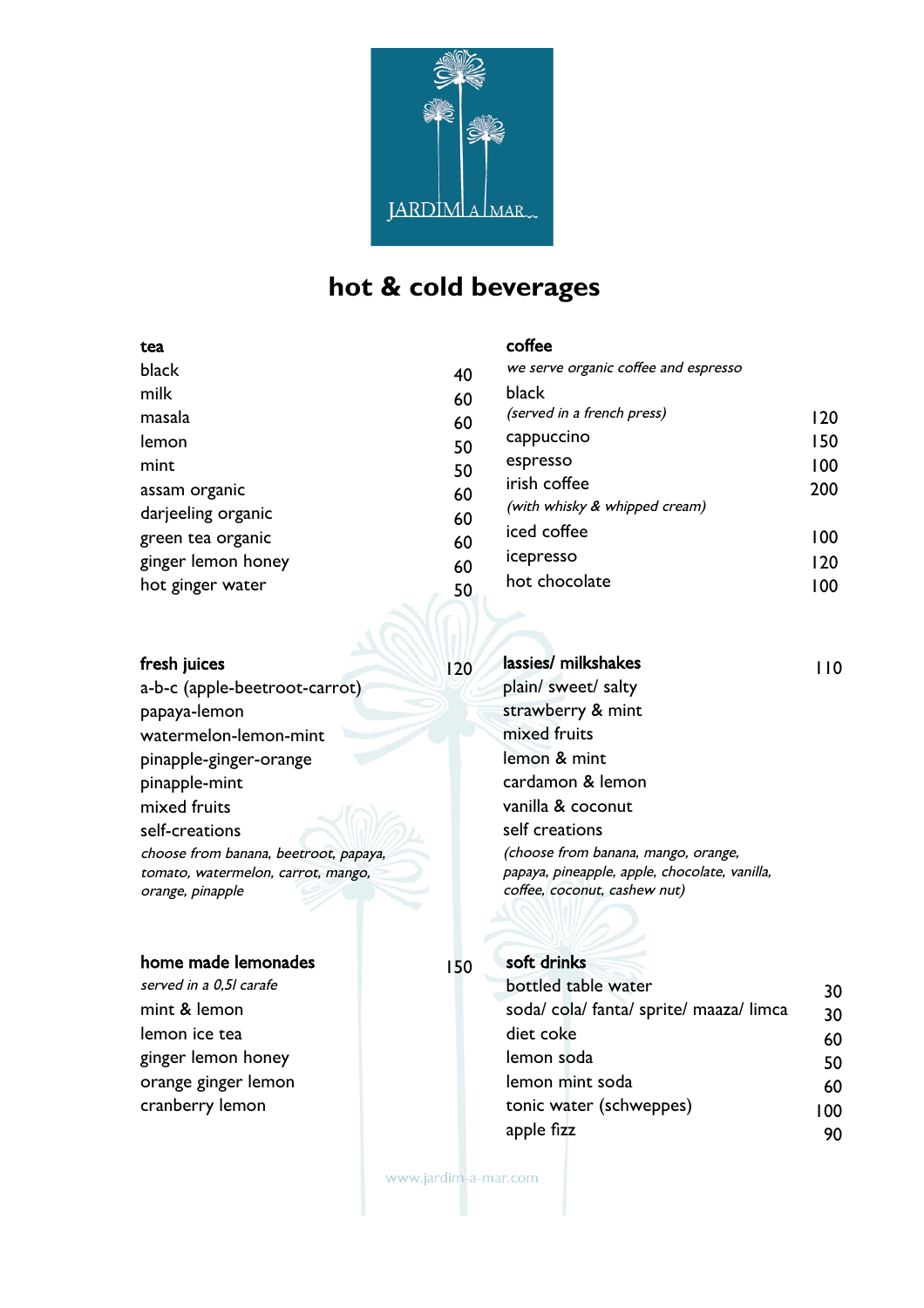JARDIM A MAR

# hot & cold beverages

## tea

| | |
|---|---|
| black | 40 |
| milk | 60 |
| masala | 60 |
| lemon | 50 |
| mint | 50 |
| assam organic | 60 |
| darjeeling organic | 60 |
| green tea organic | 60 |
| ginger lemon honey | 60 |
| hot ginger water | 50 |

## coffee

*we serve organic coffee and espresso*

| | |
|---|---|
| black *(served in a french press)* | 120 |
| cappuccino | 150 |
| espresso | 100 |
| irish coffee *(with whisky & whipped cream)* | 200 |
| iced coffee | 100 |
| icepresso | 120 |
| hot chocolate | 100 |

## fresh juices — 120

- a-b-c (apple-beetroot-carrot)
- papaya-lemon
- watermelon-lemon-mint
- pinapple-ginger-orange
- pinapple-mint
- mixed fruits
- self-creations

*choose from banana, beetroot, papaya, tomato, watermelon, carrot, mango, orange, pinapple*

## lassies/ milkshakes — 110

- plain/ sweet/ salty
- strawberry & mint
- mixed fruits
- lemon & mint
- cardamon & lemon
- vanilla & coconut
- self creations

*(choose from banana, mango, orange, papaya, pineapple, apple, chocolate, vanilla, coffee, coconut, cashew nut)*

## home made lemonades — 150

*served in a 0,5l carafe*

- mint & lemon
- lemon ice tea
- ginger lemon honey
- orange ginger lemon
- cranberry lemon

## soft drinks

| | |
|---|---|
| bottled table water | 30 |
| soda/ cola/ fanta/ sprite/ maaza/ limca | 30 |
| diet coke | 60 |
| lemon soda | 50 |
| lemon mint soda | 60 |
| tonic water (schweppes) | 100 |
| apple fizz | 90 |

www.jardim-a-mar.com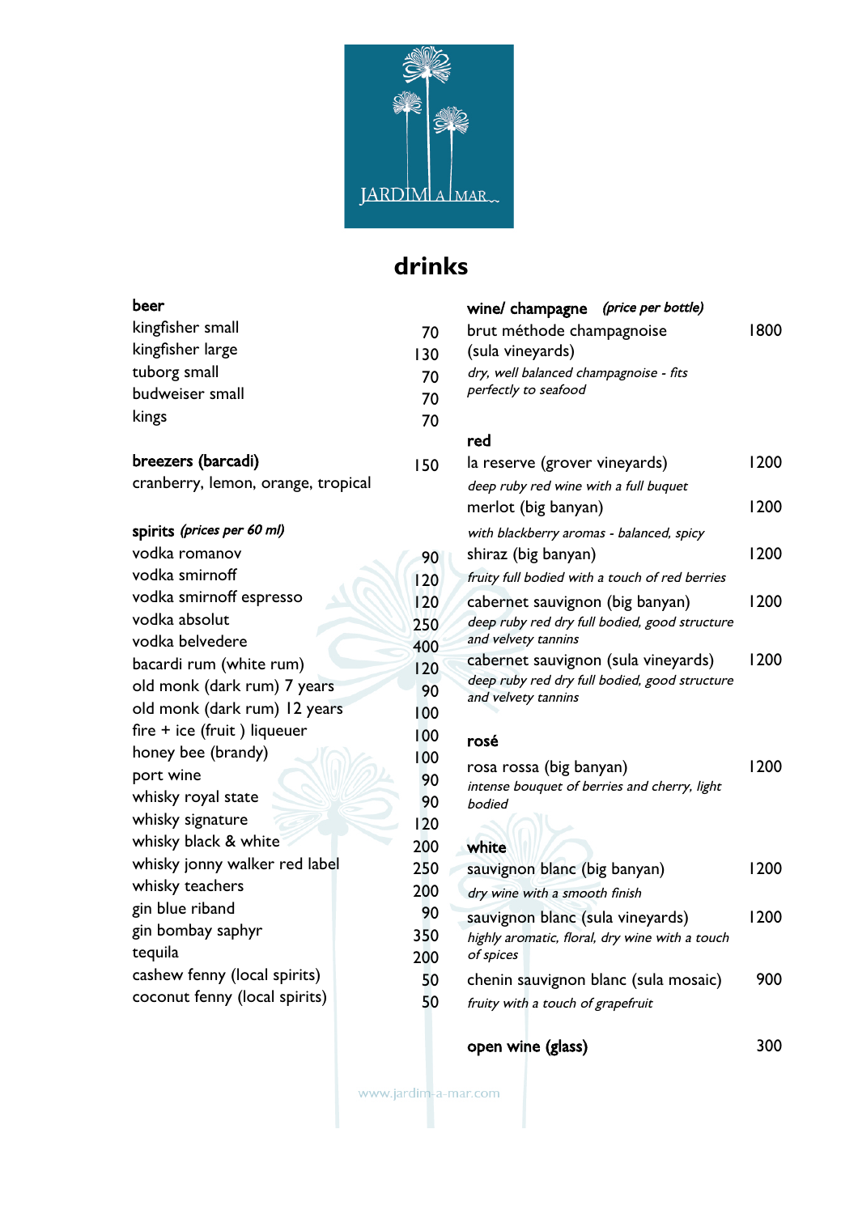JARDIM A MAR

# drinks

## beer

| | |
|---|---|
| kingfisher small | 70 |
| kingfisher large | 130 |
| tuborg small | 70 |
| budweiser small | 70 |
| kings | 70 |

## breezers (barcadi) — 150

cranberry, lemon, orange, tropical

## spirits *(prices per 60 ml)*

| | |
|---|---|
| vodka romanov | 90 |
| vodka smirnoff | 120 |
| vodka smirnoff espresso | 120 |
| vodka absolut | 250 |
| vodka belvedere | 400 |
| bacardi rum (white rum) | 120 |
| old monk (dark rum) 7 years | 90 |
| old monk (dark rum) 12 years | 100 |
| fire + ice (fruit ) liqueuer | 100 |
| honey bee (brandy) | 100 |
| port wine | 90 |
| whisky royal state | 90 |
| whisky signature | 120 |
| whisky black & white | 200 |
| whisky jonny walker red label | 250 |
| whisky teachers | 200 |
| gin blue riband | 90 |
| gin bombay saphyr | 350 |
| tequila | 200 |
| cashew fenny (local spirits) | 50 |
| coconut fenny (local spirits) | 50 |

## wine/ champagne *(price per bottle)*

brut méthode champagnoise (sula vineyards) — 1800
*dry, well balanced champagnoise - fits perfectly to seafood*

### red

la reserve (grover vineyards) — 1200
*deep ruby red wine with a full buquet*

merlot (big banyan) — 1200
*with blackberry aromas - balanced, spicy*

shiraz (big banyan) — 1200
*fruity full bodied with a touch of red berries*

cabernet sauvignon (big banyan) — 1200
*deep ruby red dry full bodied, good structure and velvety tannins*

cabernet sauvignon (sula vineyards) — 1200
*deep ruby red dry full bodied, good structure and velvety tannins*

### rosé

rosa rossa (big banyan) — 1200
*intense bouquet of berries and cherry, light bodied*

### white

sauvignon blanc (big banyan) — 1200
*dry wine with a smooth finish*

sauvignon blanc (sula vineyards) — 1200
*highly aromatic, floral, dry wine with a touch of spices*

chenin sauvignon blanc (sula mosaic) — 900
*fruity with a touch of grapefruit*

## open wine (glass) — 300

www.jardim-a-mar.com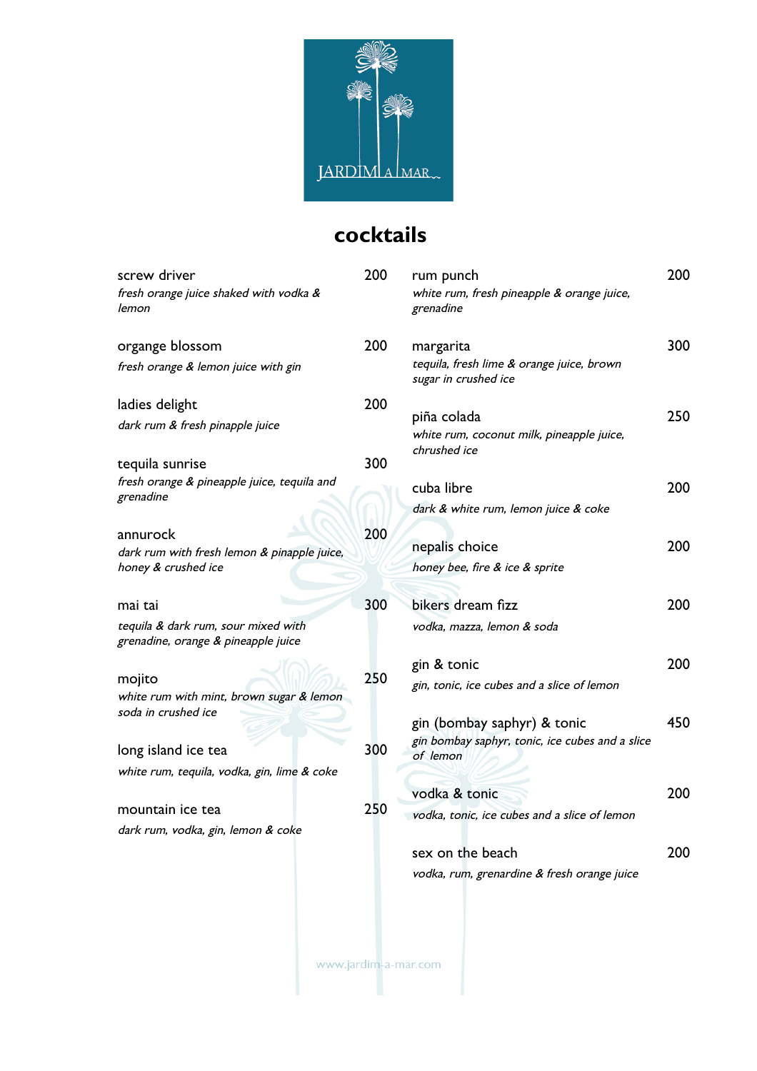JARDIM A MAR

# cocktails

**screw driver** — 200
*fresh orange juice shaken with vodka & lemon*

**organge blossom** — 200
*fresh orange & lemon juice with gin*

**ladies delight** — 200
*dark rum & fresh pinapple juice*

**tequila sunrise** — 300
*fresh orange & pineapple juice, tequila and grenadine*

**annurock** — 200
*dark rum with fresh lemon & pinapple juice, honey & crushed ice*

**mai tai** — 300
*tequila & dark rum, sour mixed with grenadine, orange & pineapple juice*

**mojito** — 250
*white rum with mint, brown sugar & lemon soda in crushed ice*

**long island ice tea** — 300
*white rum, tequila, vodka, gin, lime & coke*

**mountain ice tea** — 250
*dark rum, vodka, gin, lemon & coke*

**rum punch** — 200
*white rum, fresh pineapple & orange juice, grenadine*

**margarita** — 300
*tequila, fresh lime & orange juice, brown sugar in crushed ice*

**piña colada** — 250
*white rum, coconut milk, pineapple juice, chrushed ice*

**cuba libre** — 200
*dark & white rum, lemon juice & coke*

**nepalis choice** — 200
*honey bee, fire & ice & sprite*

**bikers dream fizz** — 200
*vodka, mazza, lemon & soda*

**gin & tonic** — 200
*gin, tonic, ice cubes and a slice of lemon*

**gin (bombay saphyr) & tonic** — 450
*gin bombay saphyr, tonic, ice cubes and a slice of lemon*

**vodka & tonic** — 200
*vodka, tonic, ice cubes and a slice of lemon*

**sex on the beach** — 200
*vodka, rum, grenardine & fresh orange juice*

www.jardim-a-mar.com